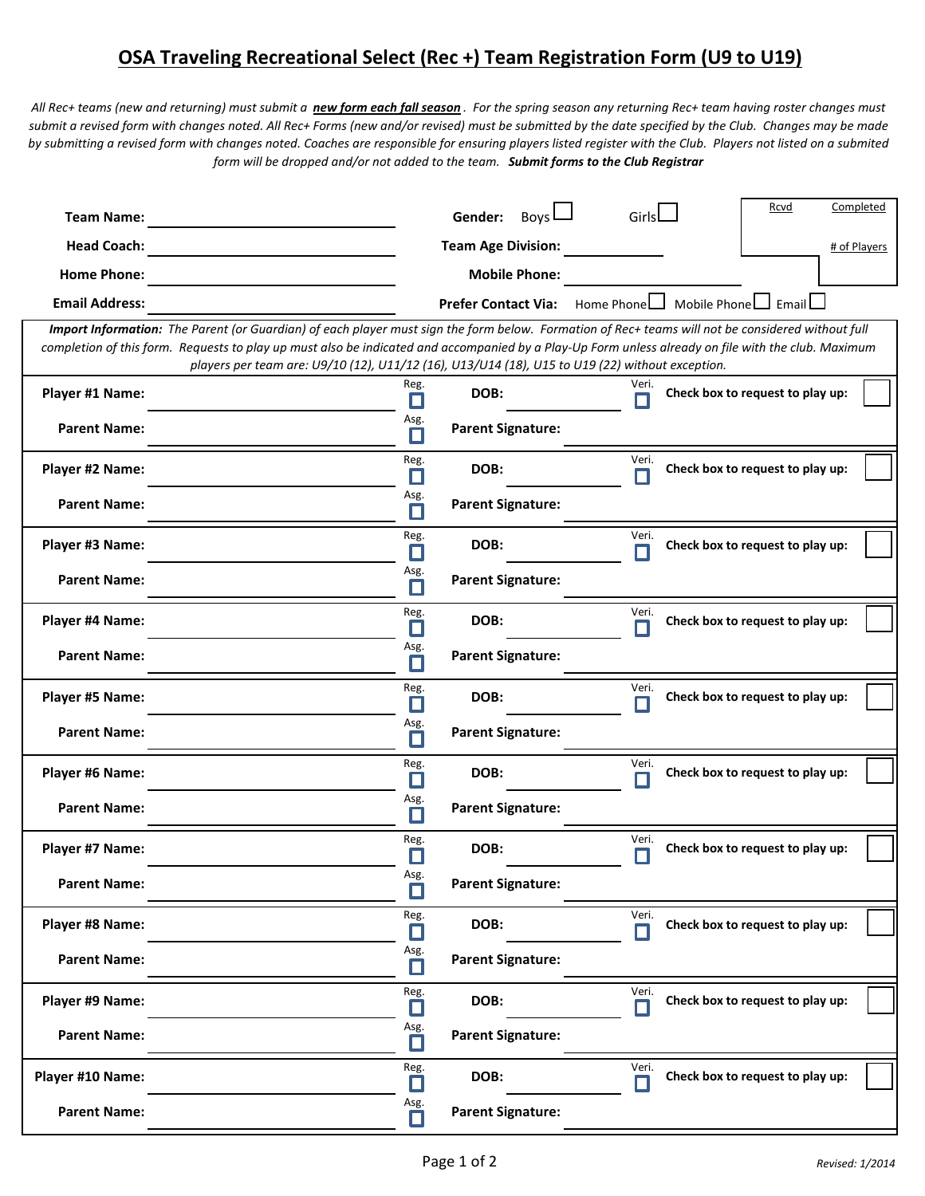# OSA Traveling Recreational Select (Rec +) Team Registration Form (U9 to U19)

*All Rec+ teams (new and returning) must submit a **new form each fall season**. For the spring season any returning Rec+ team having roster changes must submit a revised form with changes noted. All Rec+ Forms (new and/or revised) must be submitted by the date specified by the Club. Changes may be made by submitting a revised form with changes noted. Coaches are responsible for ensuring players listed register with the Club. Players not listed on a submited form will be dropped and/or not added to the team. **Submit forms to the Club Registrar***

**Team Name:** ______________________ **Gender:** Boys ☐ Girls ☐

**Head Coach:** ______________________ **Team Age Division:** __________

**Home Phone:** ______________________ **Mobile Phone:** __________

**Email Address:** ______________________ **Prefer Contact Via:** Home Phone ☐ Mobile Phone ☐ Email ☐

| Rcvd | Completed |
|---|---|
| | # of Players |

***Import Information:** The Parent (or Guardian) of each player must sign the form below. Formation of Rec+ teams will not be considered without full completion of this form. Requests to play up must also be indicated and accompanied by a Play-Up Form unless already on file with the club. Maximum players per team are: U9/10 (12), U11/12 (16), U13/U14 (18), U15 to U19 (22) without exception.*

**Player #1 Name:** ______________________ Reg. ☐ **DOB:** __________ Veri. ☐ **Check box to request to play up:** ☐
**Parent Name:** ______________________ Asg. ☐ **Parent Signature:** ______________________

**Player #2 Name:** ______________________ Reg. ☐ **DOB:** __________ Veri. ☐ **Check box to request to play up:** ☐
**Parent Name:** ______________________ Asg. ☐ **Parent Signature:** ______________________

**Player #3 Name:** ______________________ Reg. ☐ **DOB:** __________ Veri. ☐ **Check box to request to play up:** ☐
**Parent Name:** ______________________ Asg. ☐ **Parent Signature:** ______________________

**Player #4 Name:** ______________________ Reg. ☐ **DOB:** __________ Veri. ☐ **Check box to request to play up:** ☐
**Parent Name:** ______________________ Asg. ☐ **Parent Signature:** ______________________

**Player #5 Name:** ______________________ Reg. ☐ **DOB:** __________ Veri. ☐ **Check box to request to play up:** ☐
**Parent Name:** ______________________ Asg. ☐ **Parent Signature:** ______________________

**Player #6 Name:** ______________________ Reg. ☐ **DOB:** __________ Veri. ☐ **Check box to request to play up:** ☐
**Parent Name:** ______________________ Asg. ☐ **Parent Signature:** ______________________

**Player #7 Name:** ______________________ Reg. ☐ **DOB:** __________ Veri. ☐ **Check box to request to play up:** ☐
**Parent Name:** ______________________ Asg. ☐ **Parent Signature:** ______________________

**Player #8 Name:** ______________________ Reg. ☐ **DOB:** __________ Veri. ☐ **Check box to request to play up:** ☐
**Parent Name:** ______________________ Asg. ☐ **Parent Signature:** ______________________

**Player #9 Name:** ______________________ Reg. ☐ **DOB:** __________ Veri. ☐ **Check box to request to play up:** ☐
**Parent Name:** ______________________ Asg. ☐ **Parent Signature:** ______________________

**Player #10 Name:** ______________________ Reg. ☐ **DOB:** __________ Veri. ☐ **Check box to request to play up:** ☐
**Parent Name:** ______________________ Asg. ☐ **Parent Signature:** ______________________

*Revised: 1/2014*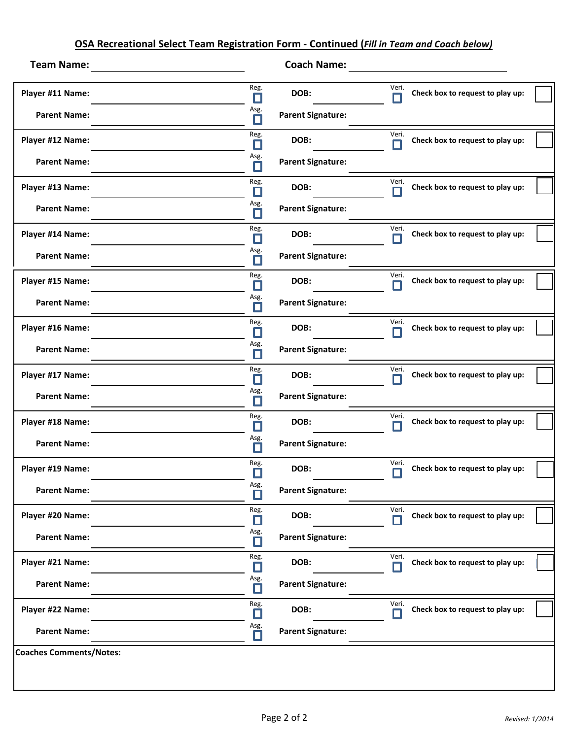**OSA Recreational Select Team Registration Form - Continued (*Fill in Team and Coach below)***

**Team Name:** ______________________ **Coach Name:** ______________________

| | | | | |
|---|---|---|---|---|
| **Player #11 Name:** ______________ | Reg. ☐ | **DOB:** __________ | Veri. ☐ | **Check box to request to play up:** ☐ |
| **Parent Name:** ______________ | Asg. ☐ | **Parent Signature:** ______________ | | |
| **Player #12 Name:** ______________ | Reg. ☐ | **DOB:** __________ | Veri. ☐ | **Check box to request to play up:** ☐ |
| **Parent Name:** ______________ | Asg. ☐ | **Parent Signature:** ______________ | | |
| **Player #13 Name:** ______________ | Reg. ☐ | **DOB:** __________ | Veri. ☐ | **Check box to request to play up:** ☐ |
| **Parent Name:** ______________ | Asg. ☐ | **Parent Signature:** ______________ | | |
| **Player #14 Name:** ______________ | Reg. ☐ | **DOB:** __________ | Veri. ☐ | **Check box to request to play up:** ☐ |
| **Parent Name:** ______________ | Asg. ☐ | **Parent Signature:** ______________ | | |
| **Player #15 Name:** ______________ | Reg. ☐ | **DOB:** __________ | Veri. ☐ | **Check box to request to play up:** ☐ |
| **Parent Name:** ______________ | Asg. ☐ | **Parent Signature:** ______________ | | |
| **Player #16 Name:** ______________ | Reg. ☐ | **DOB:** __________ | Veri. ☐ | **Check box to request to play up:** ☐ |
| **Parent Name:** ______________ | Asg. ☐ | **Parent Signature:** ______________ | | |
| **Player #17 Name:** ______________ | Reg. ☐ | **DOB:** __________ | Veri. ☐ | **Check box to request to play up:** ☐ |
| **Parent Name:** ______________ | Asg. ☐ | **Parent Signature:** ______________ | | |
| **Player #18 Name:** ______________ | Reg. ☐ | **DOB:** __________ | Veri. ☐ | **Check box to request to play up:** ☐ |
| **Parent Name:** ______________ | Asg. ☐ | **Parent Signature:** ______________ | | |
| **Player #19 Name:** ______________ | Reg. ☐ | **DOB:** __________ | Veri. ☐ | **Check box to request to play up:** ☐ |
| **Parent Name:** ______________ | Asg. ☐ | **Parent Signature:** ______________ | | |
| **Player #20 Name:** ______________ | Reg. ☐ | **DOB:** __________ | Veri. ☐ | **Check box to request to play up:** ☐ |
| **Parent Name:** ______________ | Asg. ☐ | **Parent Signature:** ______________ | | |
| **Player #21 Name:** ______________ | Reg. ☐ | **DOB:** __________ | Veri. ☐ | **Check box to request to play up:** ☐ |
| **Parent Name:** ______________ | Asg. ☐ | **Parent Signature:** ______________ | | |
| **Player #22 Name:** ______________ | Reg. ☐ | **DOB:** __________ | Veri. ☐ | **Check box to request to play up:** ☐ |
| **Parent Name:** ______________ | Asg. ☐ | **Parent Signature:** ______________ | | |

**Coaches Comments/Notes:**

*Revised: 1/2014*